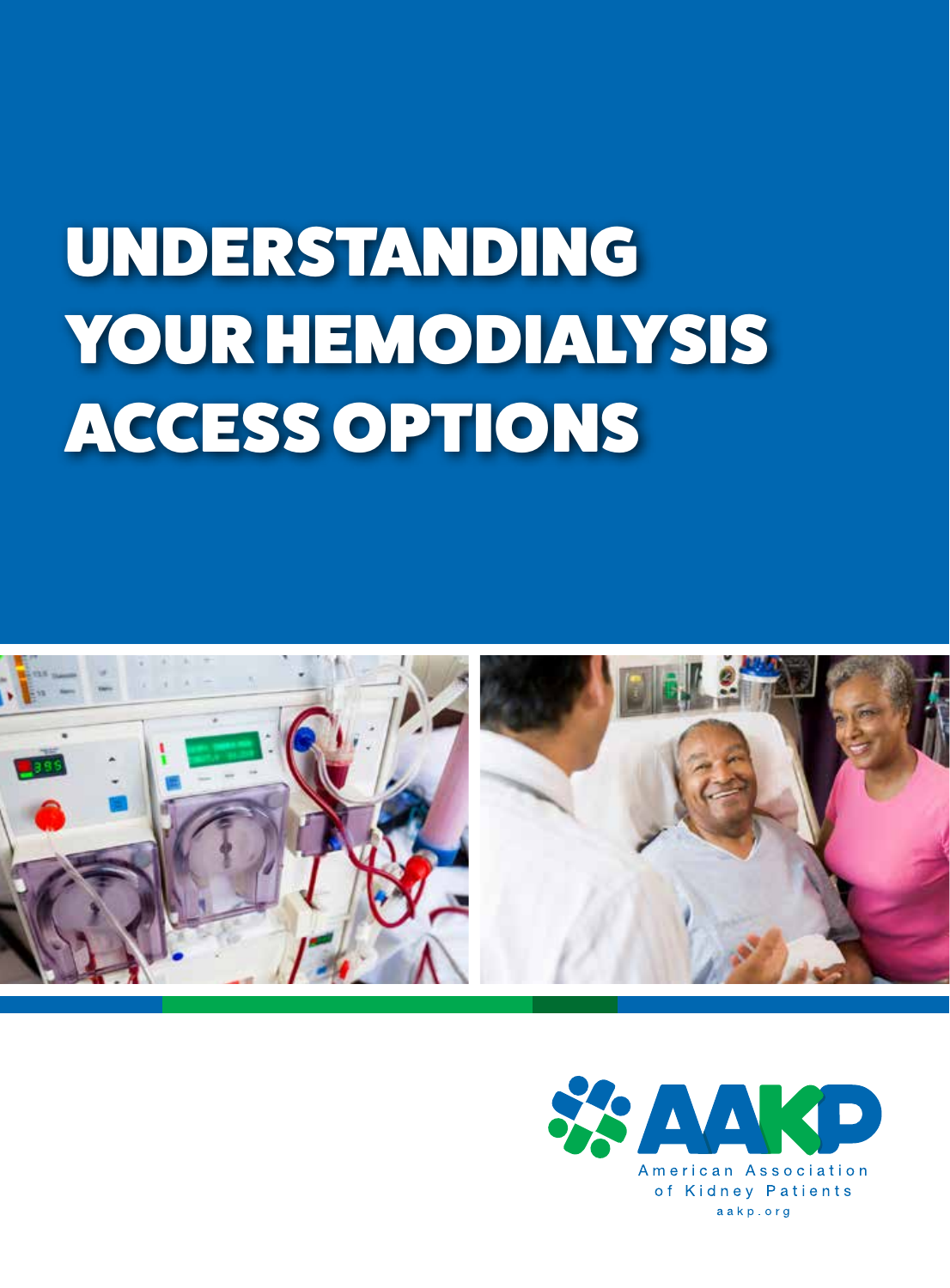# UNDERSTANDING YOUR HEMODIALYSIS ACCESS OPTIONS

AAKP

American Association of Kidney Patients

aakp.org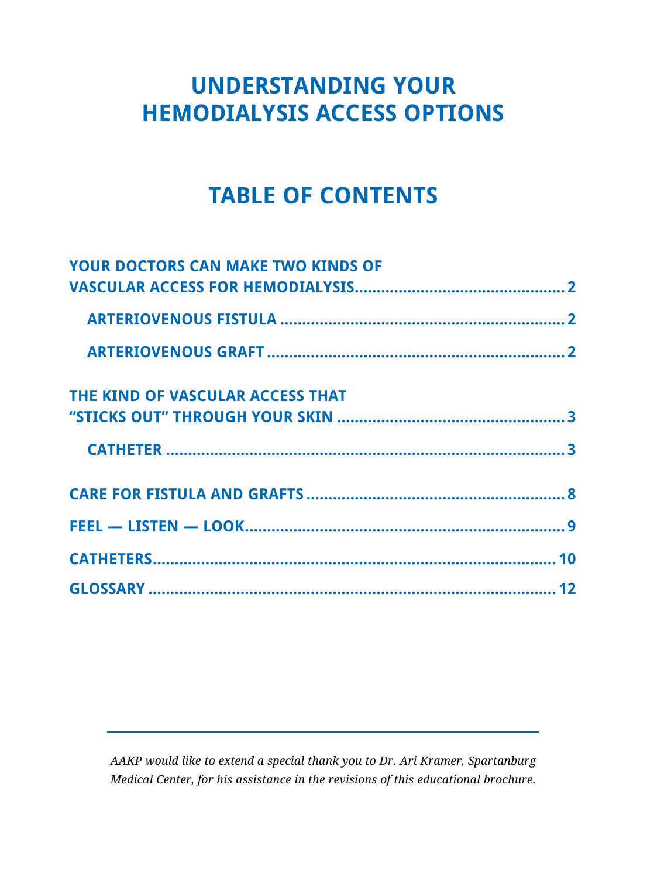# UNDERSTANDING YOUR HEMODIALYSIS ACCESS OPTIONS

## TABLE OF CONTENTS

**YOUR DOCTORS CAN MAKE TWO KINDS OF VASCULAR ACCESS FOR HEMODIALYSIS** ........ 2

- **ARTERIOVENOUS FISTULA** ........ 2
- **ARTERIOVENOUS GRAFT** ........ 2

**THE KIND OF VASCULAR ACCESS THAT "STICKS OUT" THROUGH YOUR SKIN** ........ 3

- **CATHETER** ........ 3

**CARE FOR FISTULA AND GRAFTS** ........ 8

**FEEL — LISTEN — LOOK** ........ 9

**CATHETERS** ........ 10

**GLOSSARY** ........ 12

---

*AAKP would like to extend a special thank you to Dr. Ari Kramer, Spartanburg Medical Center, for his assistance in the revisions of this educational brochure.*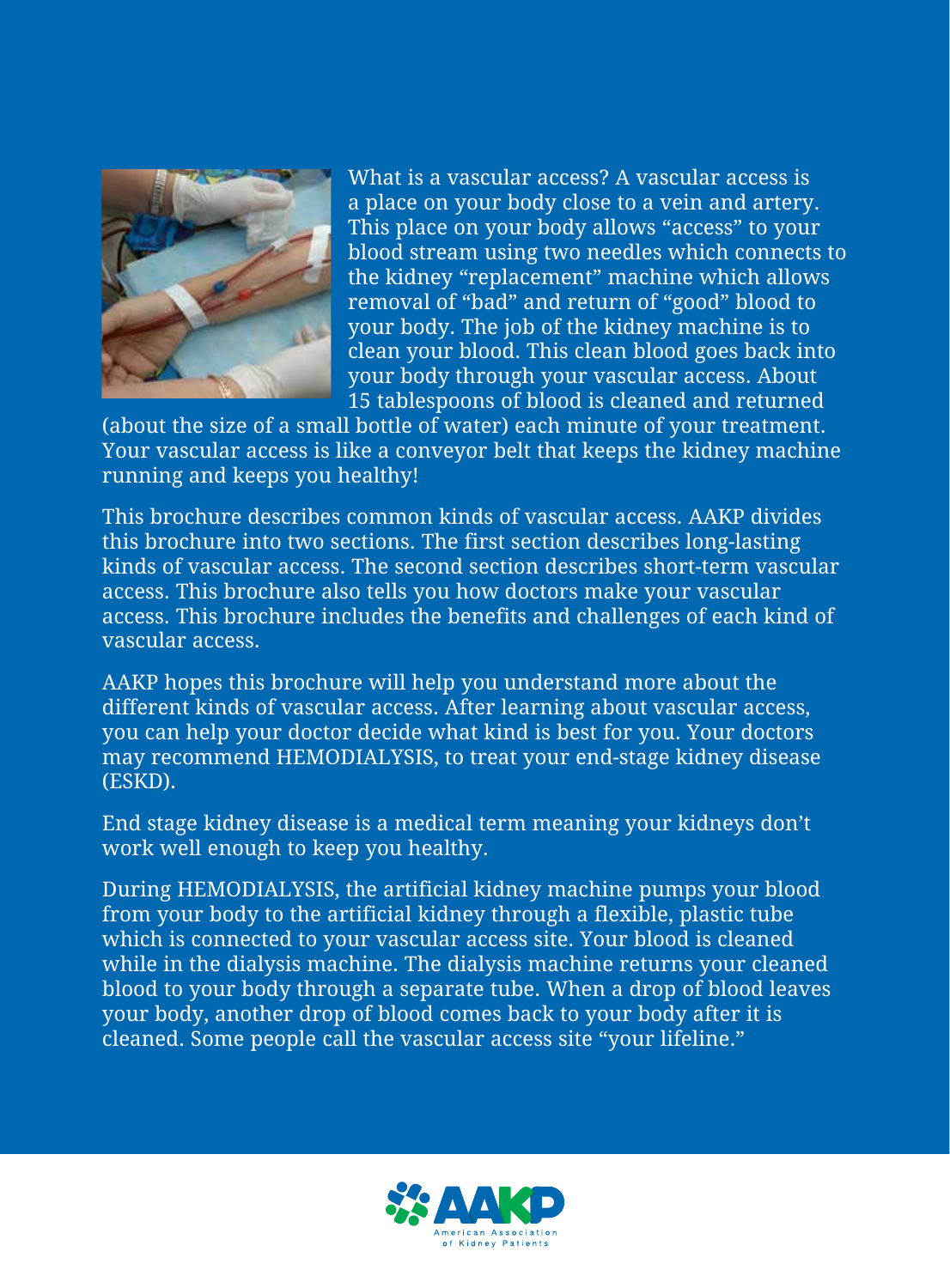What is a vascular access? A vascular access is a place on your body close to a vein and artery. This place on your body allows "access" to your blood stream using two needles which connects to the kidney "replacement" machine which allows removal of "bad" and return of "good" blood to your body. The job of the kidney machine is to clean your blood. This clean blood goes back into your body through your vascular access. About 15 tablespoons of blood is cleaned and returned (about the size of a small bottle of water) each minute of your treatment. Your vascular access is like a conveyor belt that keeps the kidney machine running and keeps you healthy!

This brochure describes common kinds of vascular access. AAKP divides this brochure into two sections. The first section describes long-lasting kinds of vascular access. The second section describes short-term vascular access. This brochure also tells you how doctors make your vascular access. This brochure includes the benefits and challenges of each kind of vascular access.

AAKP hopes this brochure will help you understand more about the different kinds of vascular access. After learning about vascular access, you can help your doctor decide what kind is best for you. Your doctors may recommend HEMODIALYSIS, to treat your end-stage kidney disease (ESKD).

End stage kidney disease is a medical term meaning your kidneys don't work well enough to keep you healthy.

During HEMODIALYSIS, the artificial kidney machine pumps your blood from your body to the artificial kidney through a flexible, plastic tube which is connected to your vascular access site. Your blood is cleaned while in the dialysis machine. The dialysis machine returns your cleaned blood to your body through a separate tube. When a drop of blood leaves your body, another drop of blood comes back to your body after it is cleaned. Some people call the vascular access site "your lifeline."

AAKP
American Association of Kidney Patients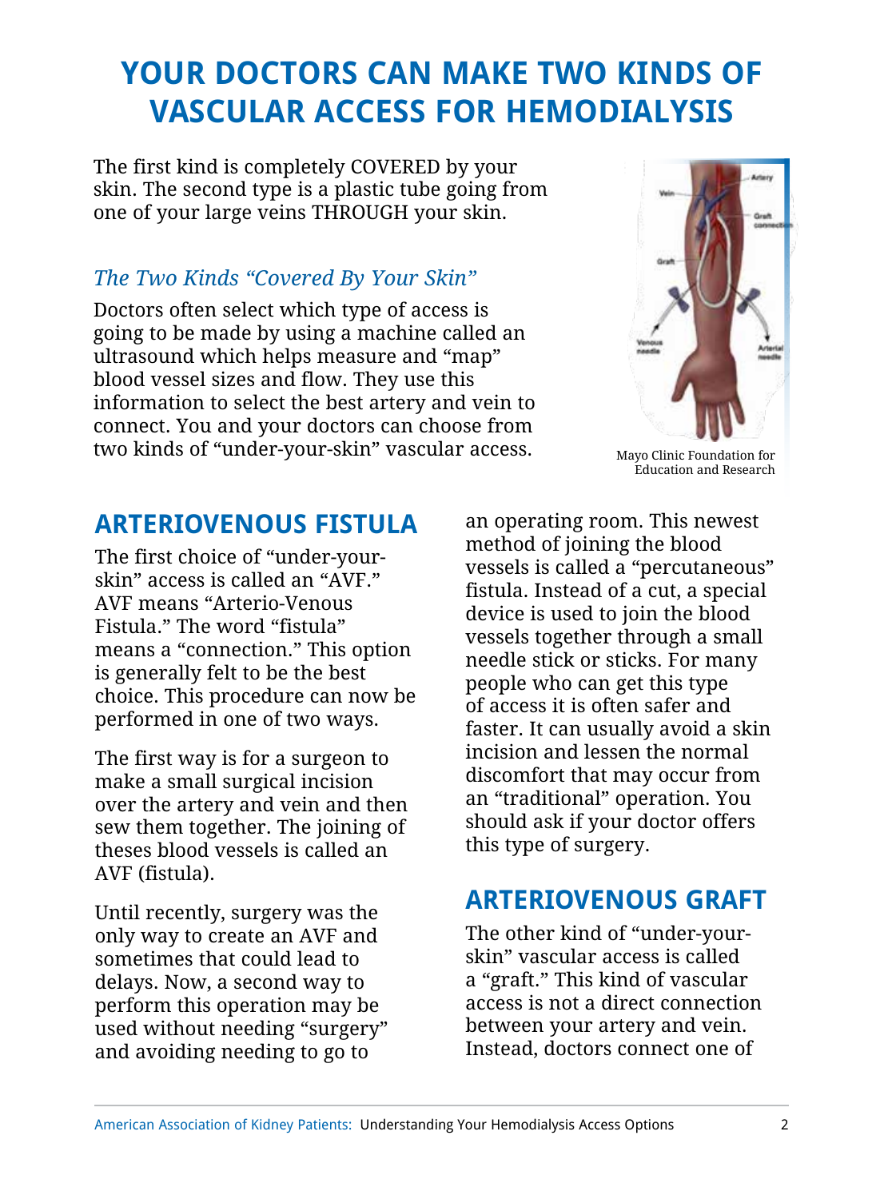# YOUR DOCTORS CAN MAKE TWO KINDS OF VASCULAR ACCESS FOR HEMODIALYSIS

The first kind is completely COVERED by your skin. The second type is a plastic tube going from one of your large veins THROUGH your skin.

### *The Two Kinds "Covered By Your Skin"*

Doctors often select which type of access is going to be made by using a machine called an ultrasound which helps measure and "map" blood vessel sizes and flow. They use this information to select the best artery and vein to connect. You and your doctors can choose from two kinds of "under-your-skin" vascular access.

Mayo Clinic Foundation for Education and Research

## ARTERIOVENOUS FISTULA

The first choice of "under-your-skin" access is called an "AVF." AVF means "Arterio-Venous Fistula." The word "fistula" means a "connection." This option is generally felt to be the best choice. This procedure can now be performed in one of two ways.

The first way is for a surgeon to make a small surgical incision over the artery and vein and then sew them together. The joining of theses blood vessels is called an AVF (fistula).

Until recently, surgery was the only way to create an AVF and sometimes that could lead to delays. Now, a second way to perform this operation may be used without needing "surgery" and avoiding needing to go to an operating room. This newest method of joining the blood vessels is called a "percutaneous" fistula. Instead of a cut, a special device is used to join the blood vessels together through a small needle stick or sticks. For many people who can get this type of access it is often safer and faster. It can usually avoid a skin incision and lessen the normal discomfort that may occur from an "traditional" operation. You should ask if your doctor offers this type of surgery.

## ARTERIOVENOUS GRAFT

The other kind of "under-your-skin" vascular access is called a "graft." This kind of vascular access is not a direct connection between your artery and vein. Instead, doctors connect one of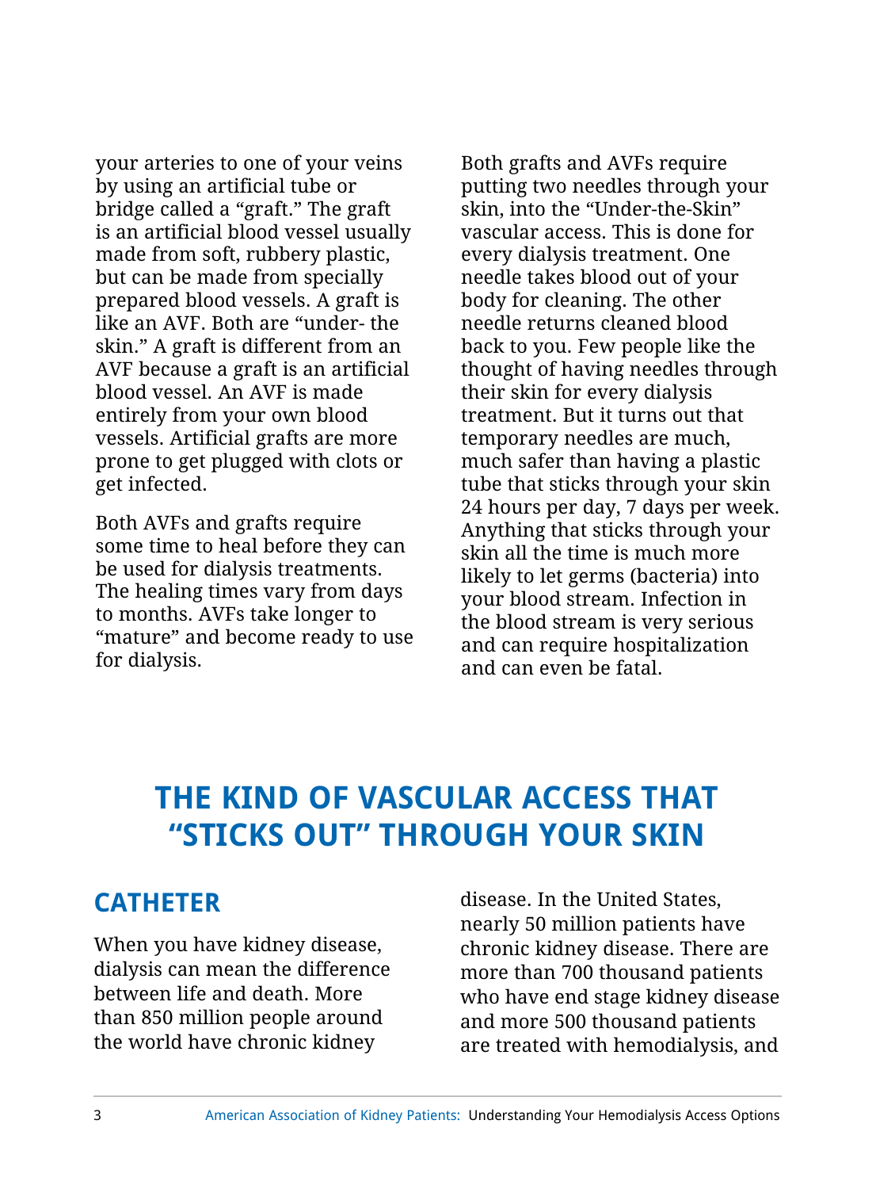your arteries to one of your veins by using an artificial tube or bridge called a "graft." The graft is an artificial blood vessel usually made from soft, rubbery plastic, but can be made from specially prepared blood vessels. A graft is like an AVF. Both are "under- the skin." A graft is different from an AVF because a graft is an artificial blood vessel. An AVF is made entirely from your own blood vessels. Artificial grafts are more prone to get plugged with clots or get infected.

Both AVFs and grafts require some time to heal before they can be used for dialysis treatments. The healing times vary from days to months. AVFs take longer to "mature" and become ready to use for dialysis.

Both grafts and AVFs require putting two needles through your skin, into the "Under-the-Skin" vascular access. This is done for every dialysis treatment. One needle takes blood out of your body for cleaning. The other needle returns cleaned blood back to you. Few people like the thought of having needles through their skin for every dialysis treatment. But it turns out that temporary needles are much, much safer than having a plastic tube that sticks through your skin 24 hours per day, 7 days per week. Anything that sticks through your skin all the time is much more likely to let germs (bacteria) into your blood stream. Infection in the blood stream is very serious and can require hospitalization and can even be fatal.

# THE KIND OF VASCULAR ACCESS THAT "STICKS OUT" THROUGH YOUR SKIN

## CATHETER

When you have kidney disease, dialysis can mean the difference between life and death. More than 850 million people around the world have chronic kidney disease. In the United States, nearly 50 million patients have chronic kidney disease. There are more than 700 thousand patients who have end stage kidney disease and more 500 thousand patients are treated with hemodialysis, and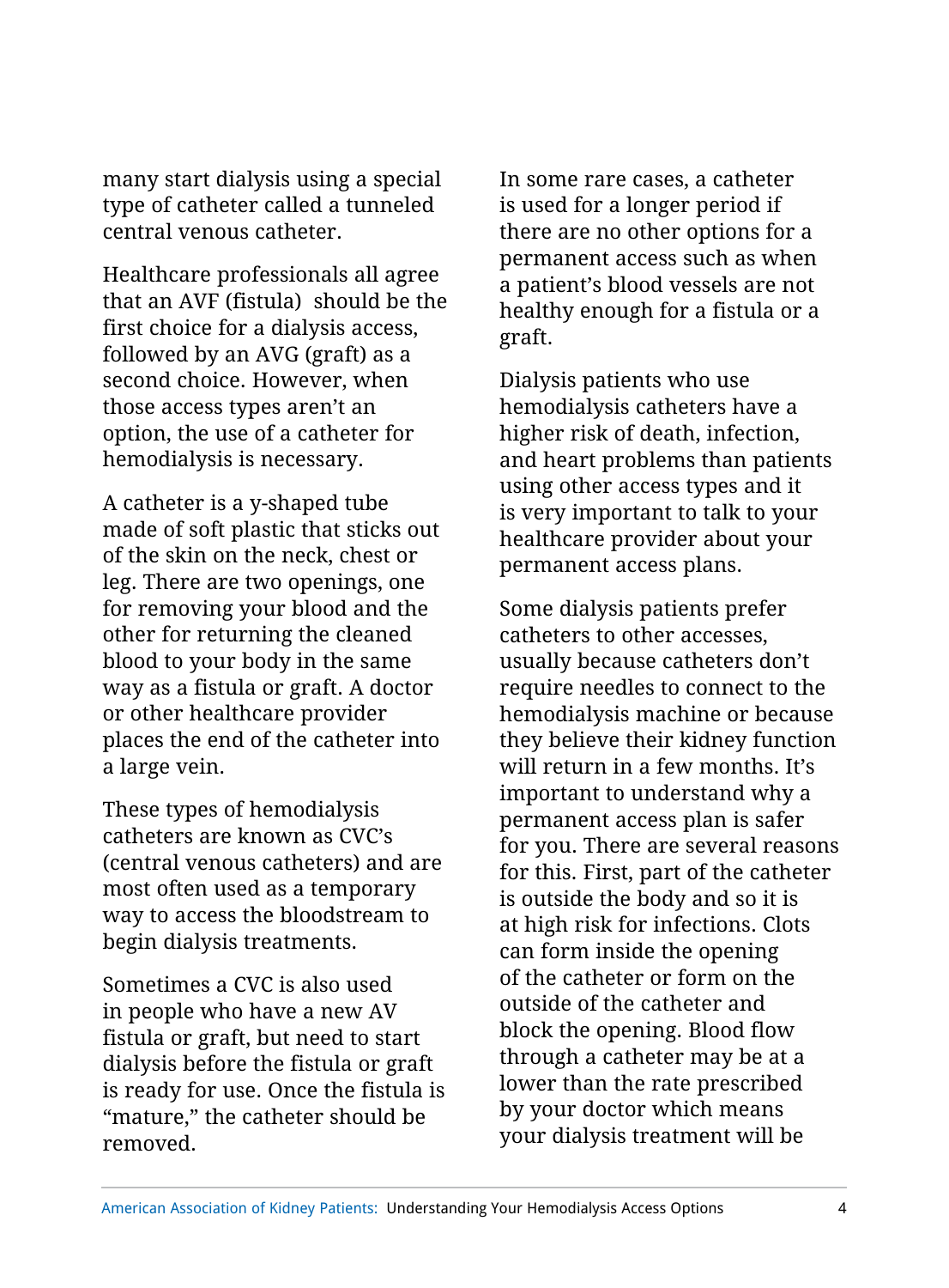many start dialysis using a special type of catheter called a tunneled central venous catheter.

Healthcare professionals all agree that an AVF (fistula) should be the first choice for a dialysis access, followed by an AVG (graft) as a second choice. However, when those access types aren't an option, the use of a catheter for hemodialysis is necessary.

A catheter is a y-shaped tube made of soft plastic that sticks out of the skin on the neck, chest or leg. There are two openings, one for removing your blood and the other for returning the cleaned blood to your body in the same way as a fistula or graft. A doctor or other healthcare provider places the end of the catheter into a large vein.

These types of hemodialysis catheters are known as CVC's (central venous catheters) and are most often used as a temporary way to access the bloodstream to begin dialysis treatments.

Sometimes a CVC is also used in people who have a new AV fistula or graft, but need to start dialysis before the fistula or graft is ready for use. Once the fistula is "mature," the catheter should be removed.

In some rare cases, a catheter is used for a longer period if there are no other options for a permanent access such as when a patient's blood vessels are not healthy enough for a fistula or a graft.

Dialysis patients who use hemodialysis catheters have a higher risk of death, infection, and heart problems than patients using other access types and it is very important to talk to your healthcare provider about your permanent access plans.

Some dialysis patients prefer catheters to other accesses, usually because catheters don't require needles to connect to the hemodialysis machine or because they believe their kidney function will return in a few months. It's important to understand why a permanent access plan is safer for you. There are several reasons for this. First, part of the catheter is outside the body and so it is at high risk for infections. Clots can form inside the opening of the catheter or form on the outside of the catheter and block the opening. Blood flow through a catheter may be at a lower than the rate prescribed by your doctor which means your dialysis treatment will be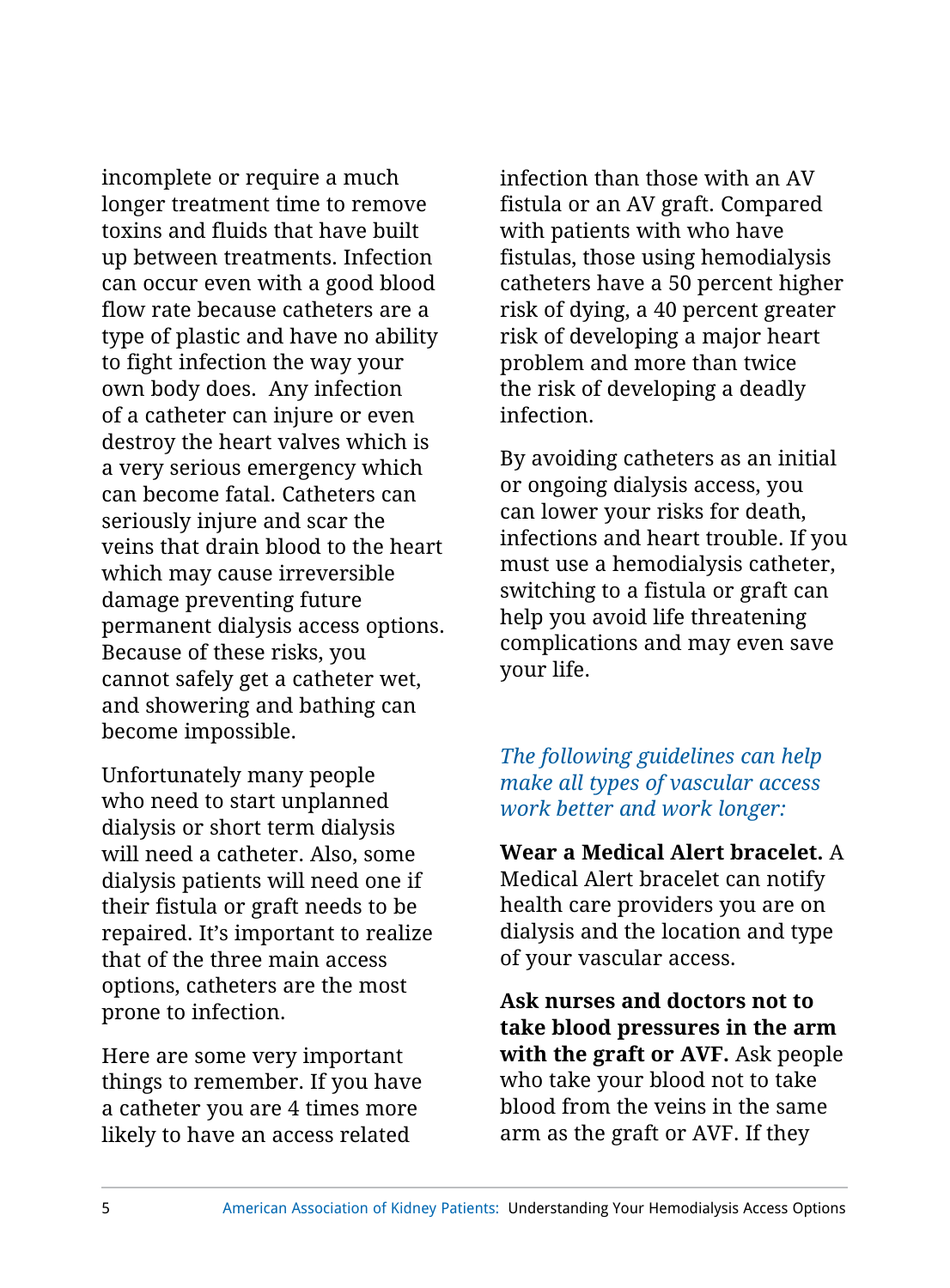incomplete or require a much longer treatment time to remove toxins and fluids that have built up between treatments. Infection can occur even with a good blood flow rate because catheters are a type of plastic and have no ability to fight infection the way your own body does.  Any infection of a catheter can injure or even destroy the heart valves which is a very serious emergency which can become fatal. Catheters can seriously injure and scar the veins that drain blood to the heart which may cause irreversible damage preventing future permanent dialysis access options. Because of these risks, you cannot safely get a catheter wet, and showering and bathing can become impossible.

Unfortunately many people who need to start unplanned dialysis or short term dialysis will need a catheter. Also, some dialysis patients will need one if their fistula or graft needs to be repaired. It's important to realize that of the three main access options, catheters are the most prone to infection.

Here are some very important things to remember. If you have a catheter you are 4 times more likely to have an access related infection than those with an AV fistula or an AV graft. Compared with patients with who have fistulas, those using hemodialysis catheters have a 50 percent higher risk of dying, a 40 percent greater risk of developing a major heart problem and more than twice the risk of developing a deadly infection.

By avoiding catheters as an initial or ongoing dialysis access, you can lower your risks for death, infections and heart trouble. If you must use a hemodialysis catheter, switching to a fistula or graft can help you avoid life threatening complications and may even save your life.

*The following guidelines can help make all types of vascular access work better and work longer:*

**Wear a Medical Alert bracelet.** A Medical Alert bracelet can notify health care providers you are on dialysis and the location and type of your vascular access.

**Ask nurses and doctors not to take blood pressures in the arm with the graft or AVF.** Ask people who take your blood not to take blood from the veins in the same arm as the graft or AVF. If they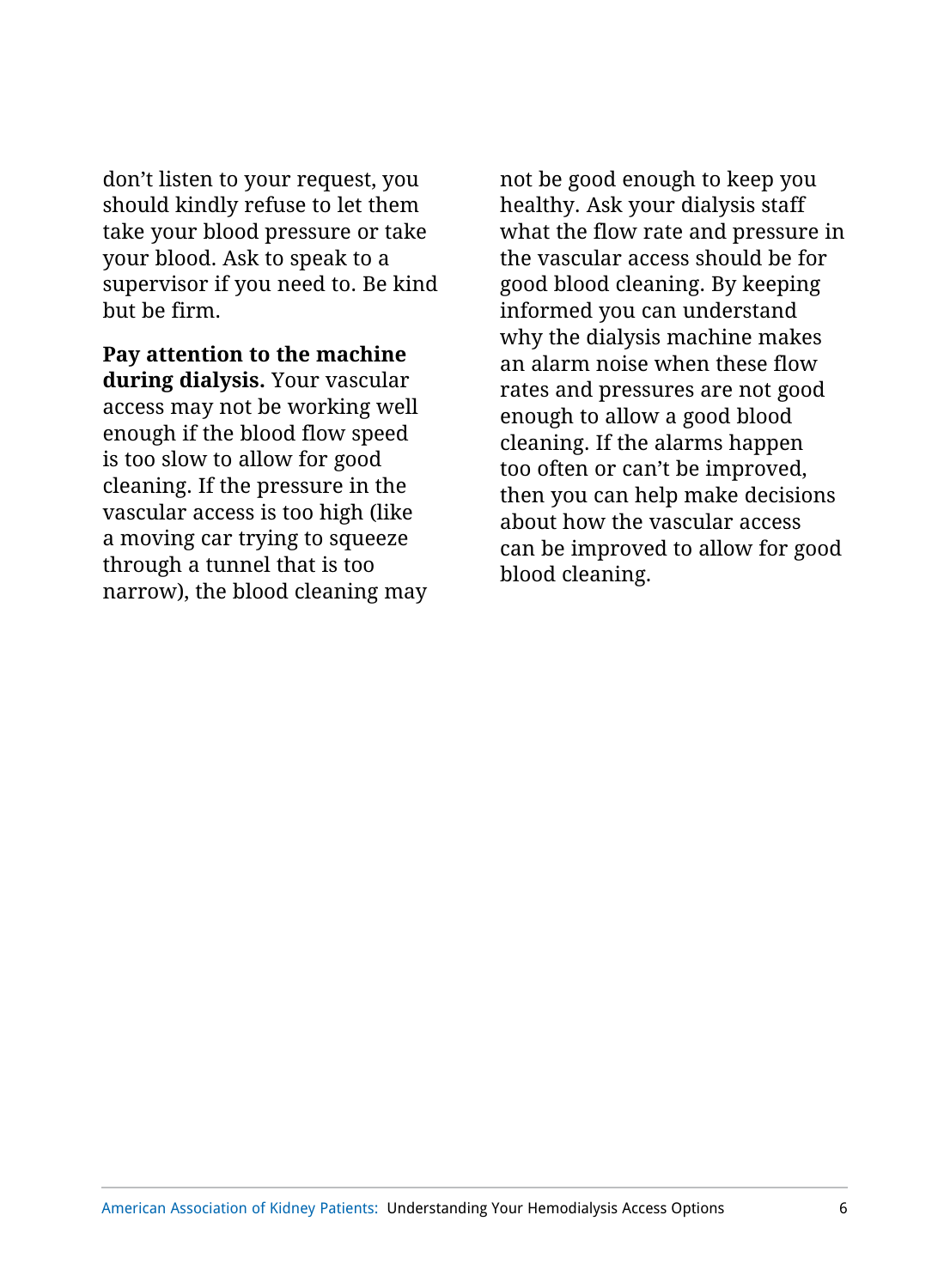don't listen to your request, you should kindly refuse to let them take your blood pressure or take your blood. Ask to speak to a supervisor if you need to. Be kind but be firm.

**Pay attention to the machine during dialysis.** Your vascular access may not be working well enough if the blood flow speed is too slow to allow for good cleaning. If the pressure in the vascular access is too high (like a moving car trying to squeeze through a tunnel that is too narrow), the blood cleaning may not be good enough to keep you healthy. Ask your dialysis staff what the flow rate and pressure in the vascular access should be for good blood cleaning. By keeping informed you can understand why the dialysis machine makes an alarm noise when these flow rates and pressures are not good enough to allow a good blood cleaning. If the alarms happen too often or can't be improved, then you can help make decisions about how the vascular access can be improved to allow for good blood cleaning.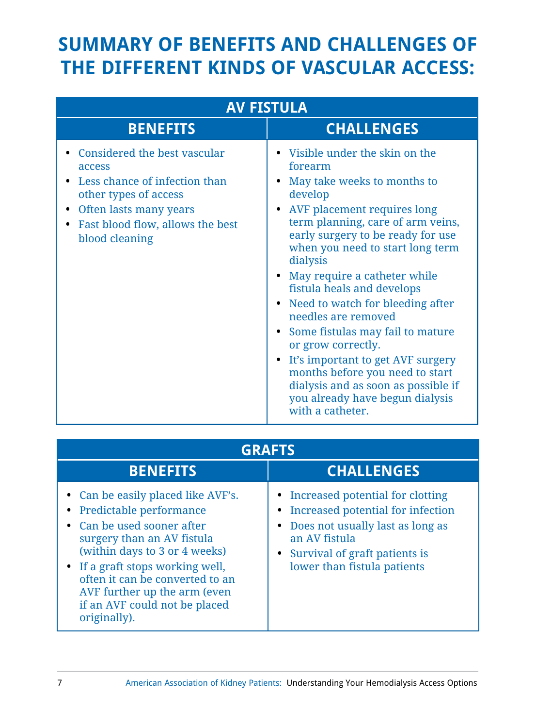# SUMMARY OF BENEFITS AND CHALLENGES OF THE DIFFERENT KINDS OF VASCULAR ACCESS:

| AV FISTULA | |
|---|---|
| **BENEFITS** | **CHALLENGES** |
| • Considered the best vascular access<br>• Less chance of infection than other types of access<br>• Often lasts many years<br>• Fast blood flow, allows the best blood cleaning | • Visible under the skin on the forearm<br>• May take weeks to months to develop<br>• AVF placement requires long term planning, care of arm veins, early surgery to be ready for use when you need to start long term dialysis<br>• May require a catheter while fistula heals and develops<br>• Need to watch for bleeding after needles are removed<br>• Some fistulas may fail to mature or grow correctly.<br>• It's important to get AVF surgery months before you need to start dialysis and as soon as possible if you already have begun dialysis with a catheter. |

| GRAFTS | |
|---|---|
| **BENEFITS** | **CHALLENGES** |
| • Can be easily placed like AVF's.<br>• Predictable performance<br>• Can be used sooner after surgery than an AV fistula (within days to 3 or 4 weeks)<br>• If a graft stops working well, often it can be converted to an AVF further up the arm (even if an AVF could not be placed originally). | • Increased potential for clotting<br>• Increased potential for infection<br>• Does not usually last as long as an AV fistula<br>• Survival of graft patients is lower than fistula patients |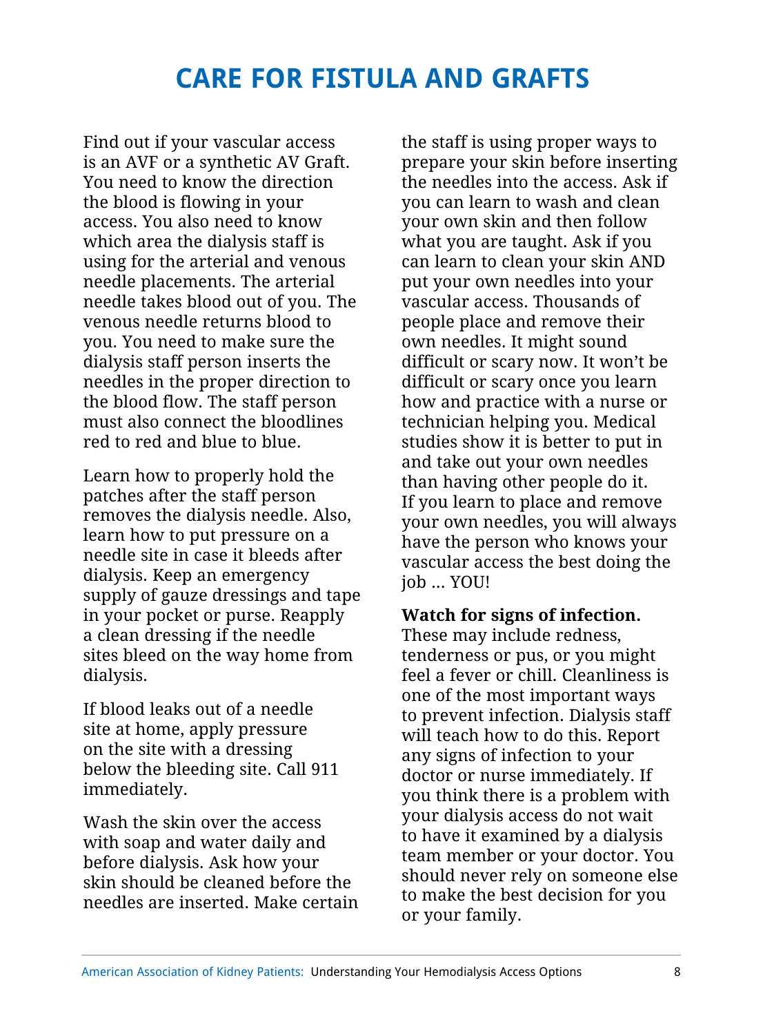# CARE FOR FISTULA AND GRAFTS

Find out if your vascular access is an AVF or a synthetic AV Graft. You need to know the direction the blood is flowing in your access. You also need to know which area the dialysis staff is using for the arterial and venous needle placements. The arterial needle takes blood out of you. The venous needle returns blood to you. You need to make sure the dialysis staff person inserts the needles in the proper direction to the blood flow. The staff person must also connect the bloodlines red to red and blue to blue.

Learn how to properly hold the patches after the staff person removes the dialysis needle. Also, learn how to put pressure on a needle site in case it bleeds after dialysis. Keep an emergency supply of gauze dressings and tape in your pocket or purse. Reapply a clean dressing if the needle sites bleed on the way home from dialysis.

If blood leaks out of a needle site at home, apply pressure on the site with a dressing below the bleeding site. Call 911 immediately.

Wash the skin over the access with soap and water daily and before dialysis. Ask how your skin should be cleaned before the needles are inserted. Make certain the staff is using proper ways to prepare your skin before inserting the needles into the access. Ask if you can learn to wash and clean your own skin and then follow what you are taught. Ask if you can learn to clean your skin AND put your own needles into your vascular access. Thousands of people place and remove their own needles. It might sound difficult or scary now. It won't be difficult or scary once you learn how and practice with a nurse or technician helping you. Medical studies show it is better to put in and take out your own needles than having other people do it. If you learn to place and remove your own needles, you will always have the person who knows your vascular access the best doing the job ... YOU!

**Watch for signs of infection.** These may include redness, tenderness or pus, or you might feel a fever or chill. Cleanliness is one of the most important ways to prevent infection. Dialysis staff will teach how to do this. Report any signs of infection to your doctor or nurse immediately. If you think there is a problem with your dialysis access do not wait to have it examined by a dialysis team member or your doctor. You should never rely on someone else to make the best decision for you or your family.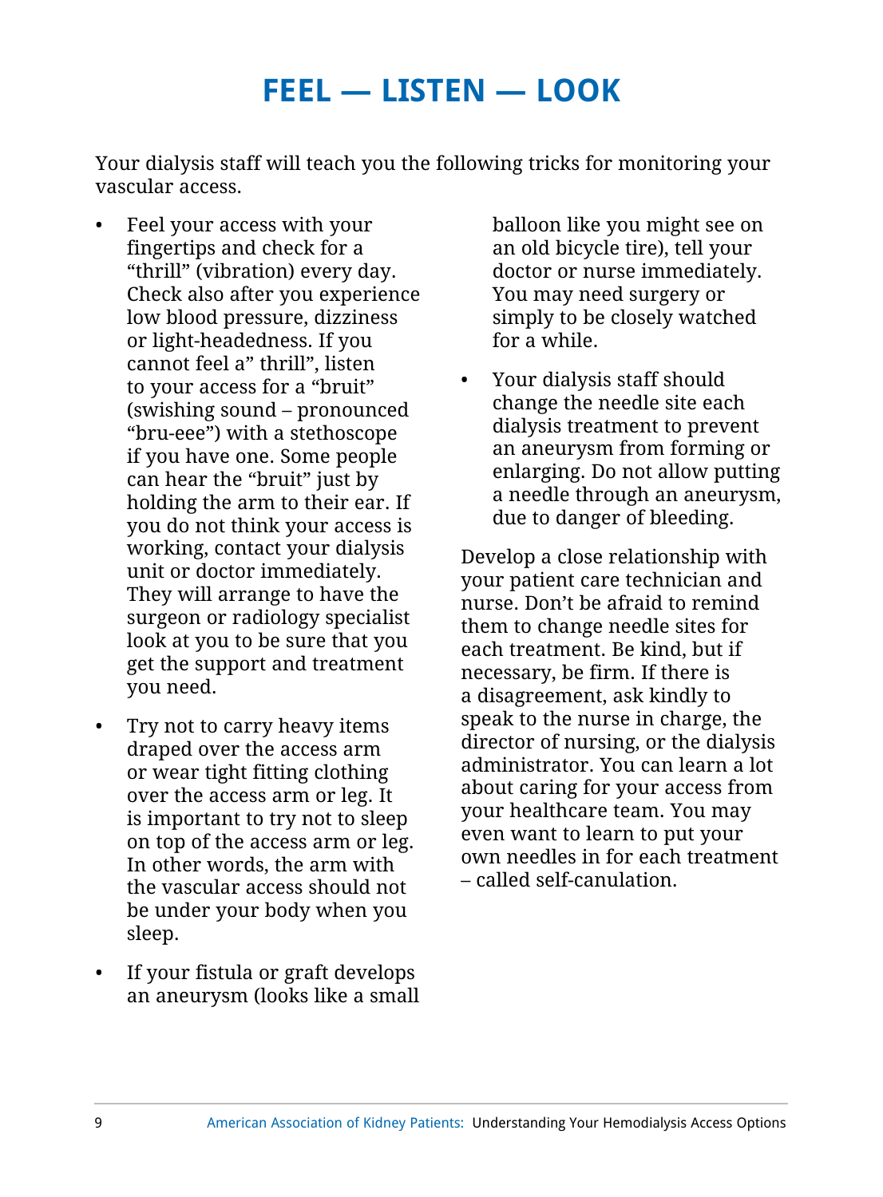# FEEL — LISTEN — LOOK

Your dialysis staff will teach you the following tricks for monitoring your vascular access.

- Feel your access with your fingertips and check for a “thrill” (vibration) every day. Check also after you experience low blood pressure, dizziness or light-headedness. If you cannot feel a” thrill”, listen to your access for a “bruit” (swishing sound – pronounced “bru-eee”) with a stethoscope if you have one. Some people can hear the “bruit” just by holding the arm to their ear. If you do not think your access is working, contact your dialysis unit or doctor immediately. They will arrange to have the surgeon or radiology specialist look at you to be sure that you get the support and treatment you need.
- Try not to carry heavy items draped over the access arm or wear tight fitting clothing over the access arm or leg. It is important to try not to sleep on top of the access arm or leg. In other words, the arm with the vascular access should not be under your body when you sleep.
- If your fistula or graft develops an aneurysm (looks like a small balloon like you might see on an old bicycle tire), tell your doctor or nurse immediately. You may need surgery or simply to be closely watched for a while.
- Your dialysis staff should change the needle site each dialysis treatment to prevent an aneurysm from forming or enlarging. Do not allow putting a needle through an aneurysm, due to danger of bleeding.

Develop a close relationship with your patient care technician and nurse. Don’t be afraid to remind them to change needle sites for each treatment. Be kind, but if necessary, be firm. If there is a disagreement, ask kindly to speak to the nurse in charge, the director of nursing, or the dialysis administrator. You can learn a lot about caring for your access from your healthcare team. You may even want to learn to put your own needles in for each treatment – called self-canulation.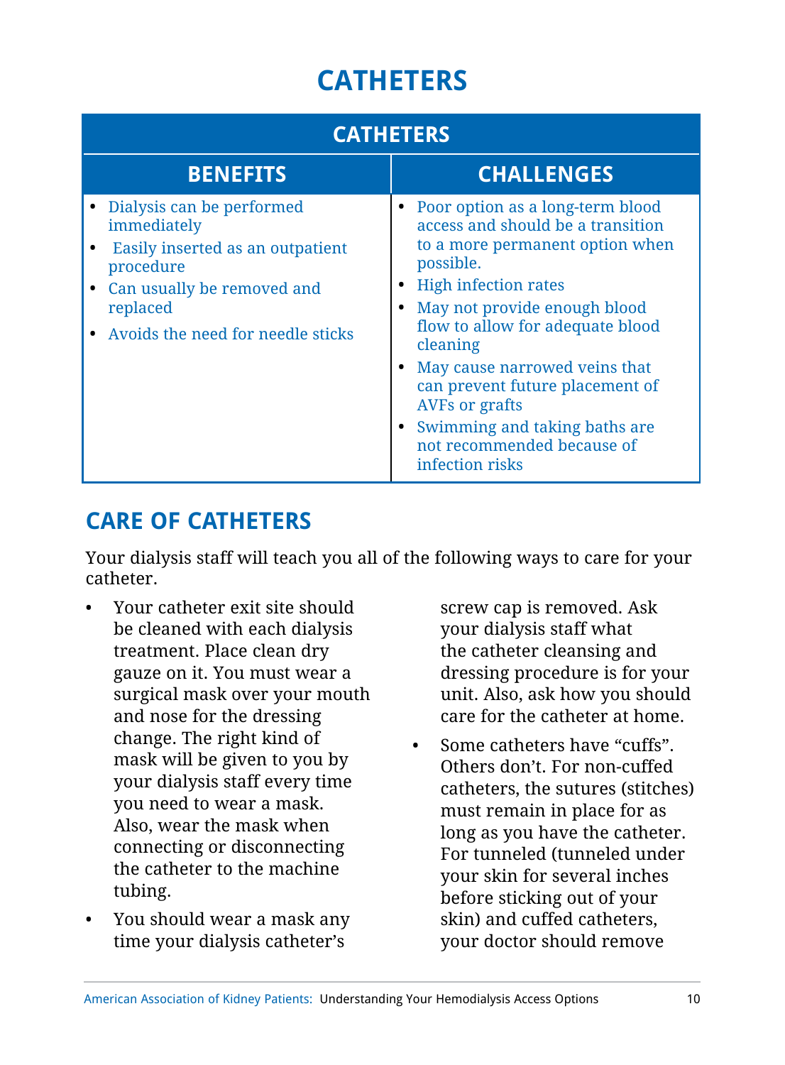# CATHETERS

| CATHETERS | |
| --- | --- |
| **BENEFITS** | **CHALLENGES** |
| • Dialysis can be performed immediately<br>• Easily inserted as an outpatient procedure<br>• Can usually be removed and replaced<br>• Avoids the need for needle sticks | • Poor option as a long-term blood access and should be a transition to a more permanent option when possible.<br>• High infection rates<br>• May not provide enough blood flow to allow for adequate blood cleaning<br>• May cause narrowed veins that can prevent future placement of AVFs or grafts<br>• Swimming and taking baths are not recommended because of infection risks |

## CARE OF CATHETERS

Your dialysis staff will teach you all of the following ways to care for your catheter.

- Your catheter exit site should be cleaned with each dialysis treatment. Place clean dry gauze on it. You must wear a surgical mask over your mouth and nose for the dressing change. The right kind of mask will be given to you by your dialysis staff every time you need to wear a mask. Also, wear the mask when connecting or disconnecting the catheter to the machine tubing.
- You should wear a mask any time your dialysis catheter's screw cap is removed. Ask your dialysis staff what the catheter cleansing and dressing procedure is for your unit. Also, ask how you should care for the catheter at home.
- Some catheters have "cuffs". Others don't. For non-cuffed catheters, the sutures (stitches) must remain in place for as long as you have the catheter. For tunneled (tunneled under your skin for several inches before sticking out of your skin) and cuffed catheters, your doctor should remove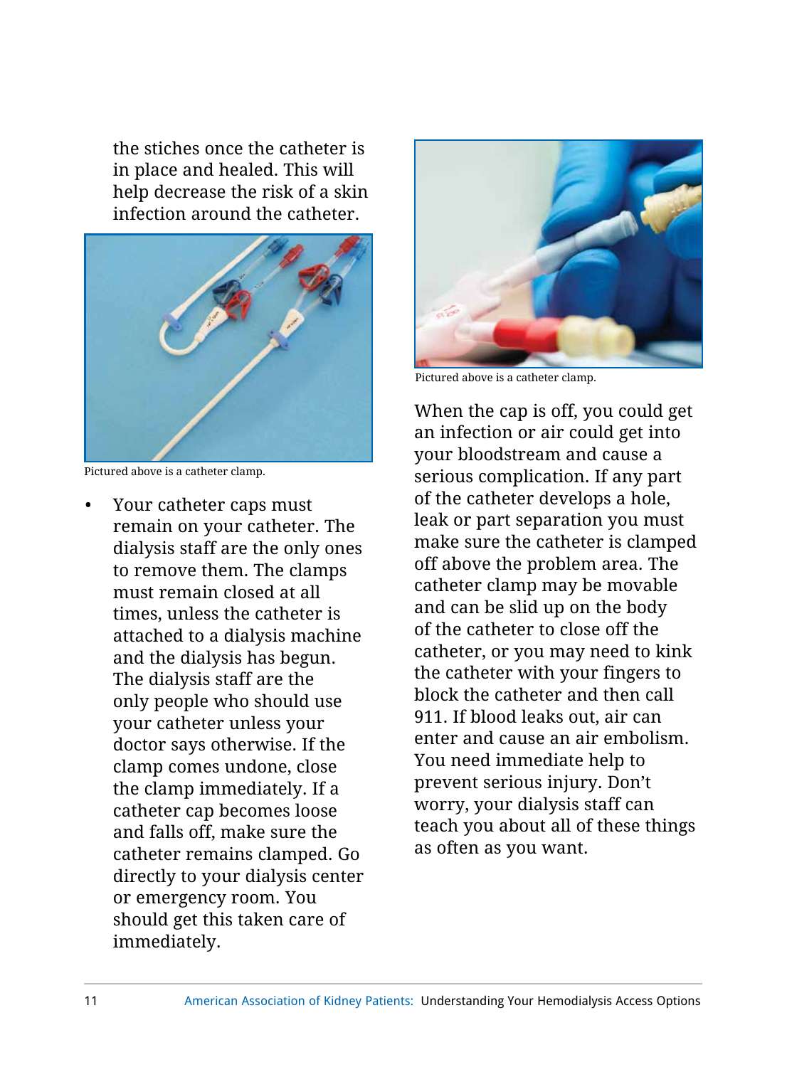the stiches once the catheter is in place and healed. This will help decrease the risk of a skin infection around the catheter.

Pictured above is a catheter clamp.

- Your catheter caps must remain on your catheter. The dialysis staff are the only ones to remove them. The clamps must remain closed at all times, unless the catheter is attached to a dialysis machine and the dialysis has begun. The dialysis staff are the only people who should use your catheter unless your doctor says otherwise. If the clamp comes undone, close the clamp immediately. If a catheter cap becomes loose and falls off, make sure the catheter remains clamped. Go directly to your dialysis center or emergency room. You should get this taken care of immediately.

Pictured above is a catheter clamp.

When the cap is off, you could get an infection or air could get into your bloodstream and cause a serious complication. If any part of the catheter develops a hole, leak or part separation you must make sure the catheter is clamped off above the problem area. The catheter clamp may be movable and can be slid up on the body of the catheter to close off the catheter, or you may need to kink the catheter with your fingers to block the catheter and then call 911. If blood leaks out, air can enter and cause an air embolism. You need immediate help to prevent serious injury. Don't worry, your dialysis staff can teach you about all of these things as often as you want.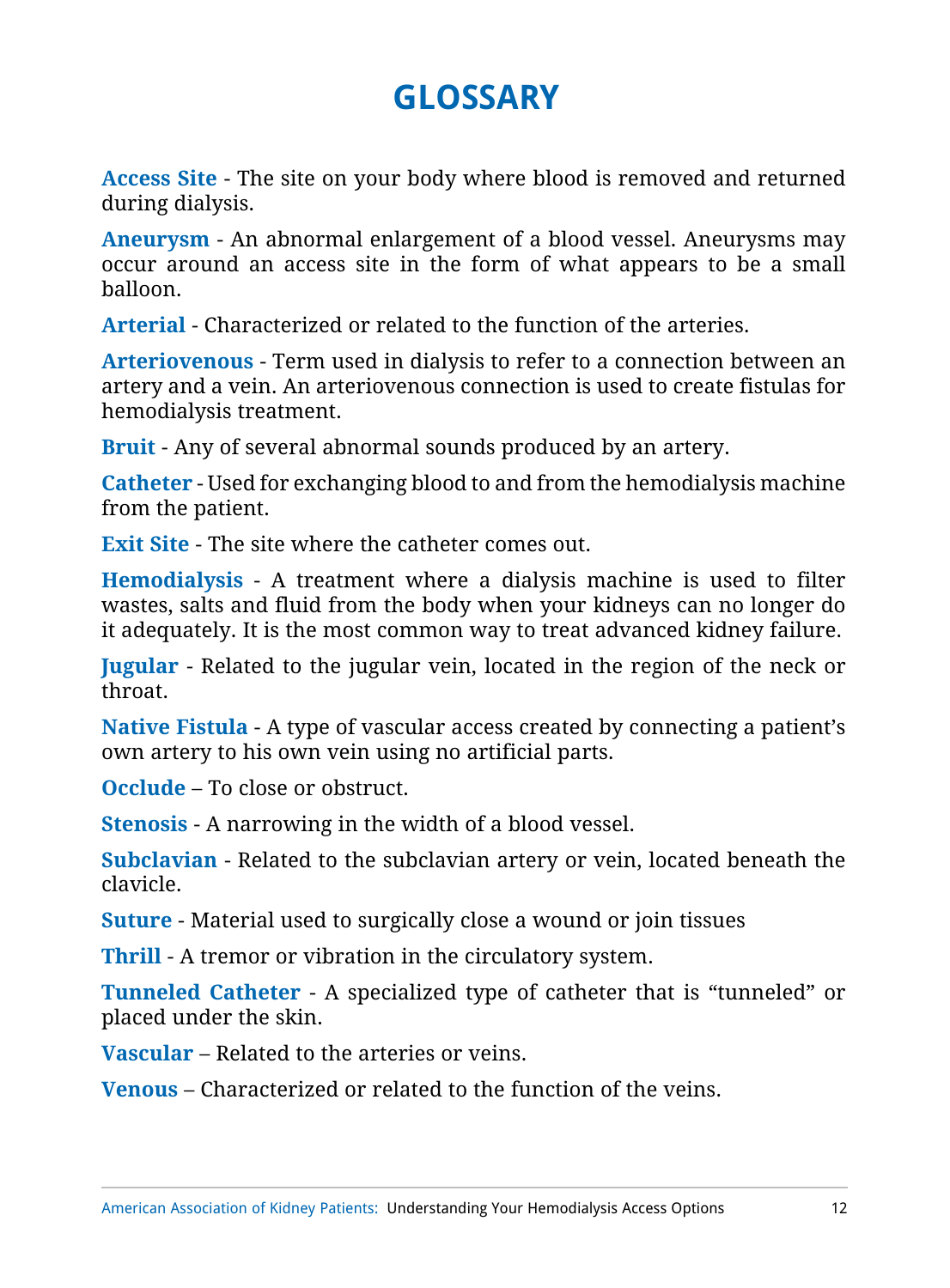# GLOSSARY

**Access Site** - The site on your body where blood is removed and returned during dialysis.

**Aneurysm** - An abnormal enlargement of a blood vessel. Aneurysms may occur around an access site in the form of what appears to be a small balloon.

**Arterial** - Characterized or related to the function of the arteries.

**Arteriovenous** - Term used in dialysis to refer to a connection between an artery and a vein. An arteriovenous connection is used to create fistulas for hemodialysis treatment.

**Bruit** - Any of several abnormal sounds produced by an artery.

**Catheter** - Used for exchanging blood to and from the hemodialysis machine from the patient.

**Exit Site** - The site where the catheter comes out.

**Hemodialysis** - A treatment where a dialysis machine is used to filter wastes, salts and fluid from the body when your kidneys can no longer do it adequately. It is the most common way to treat advanced kidney failure.

**Jugular** - Related to the jugular vein, located in the region of the neck or throat.

**Native Fistula** - A type of vascular access created by connecting a patient's own artery to his own vein using no artificial parts.

**Occlude** – To close or obstruct.

**Stenosis** - A narrowing in the width of a blood vessel.

**Subclavian** - Related to the subclavian artery or vein, located beneath the clavicle.

**Suture** - Material used to surgically close a wound or join tissues

**Thrill** - A tremor or vibration in the circulatory system.

**Tunneled Catheter** - A specialized type of catheter that is "tunneled" or placed under the skin.

**Vascular** – Related to the arteries or veins.

**Venous** – Characterized or related to the function of the veins.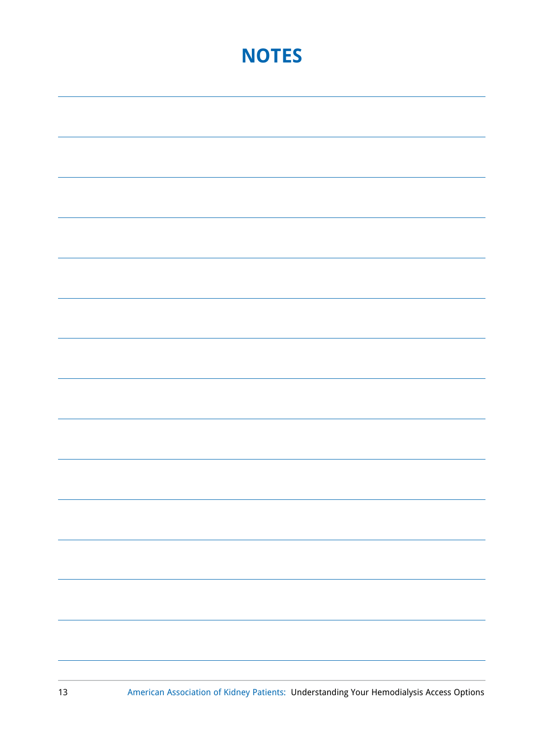# NOTES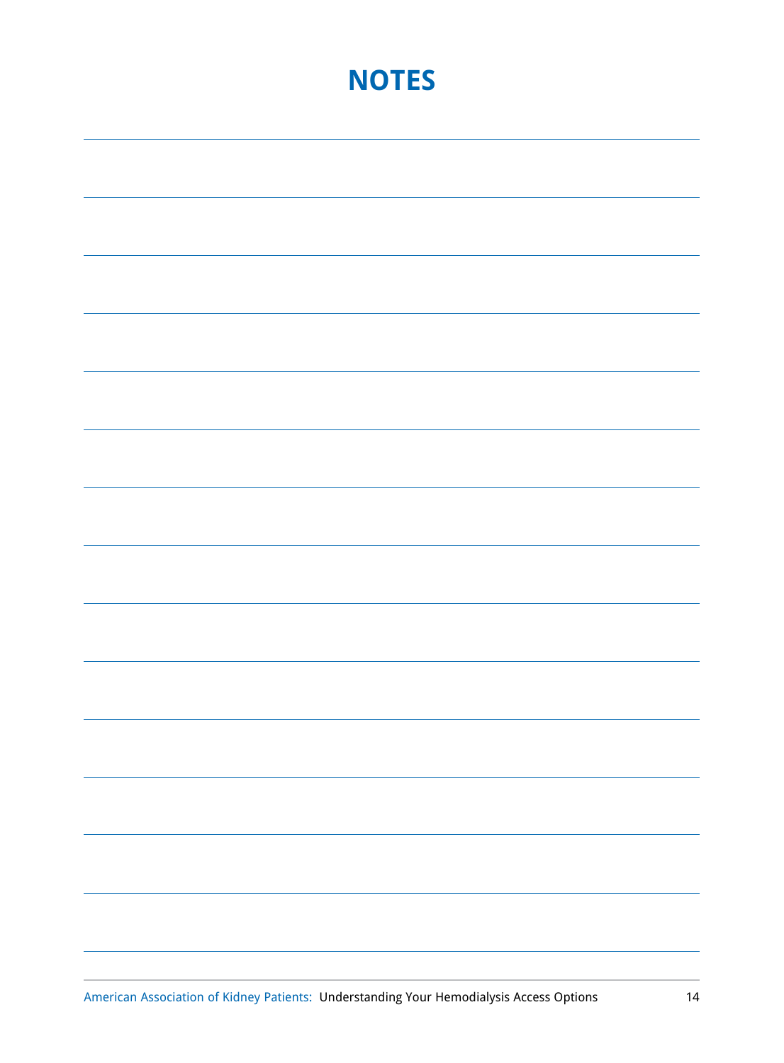# NOTES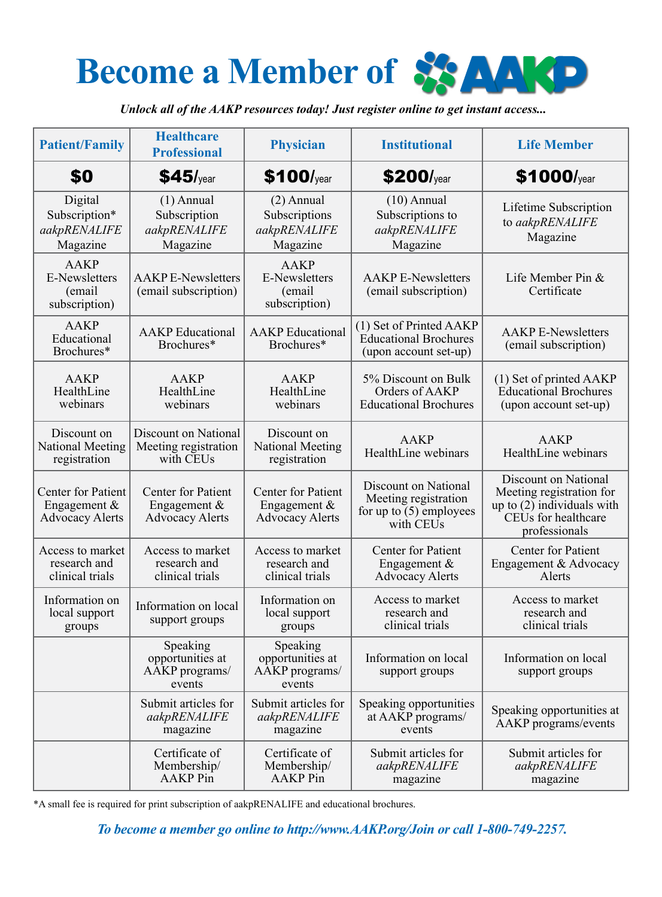# Become a Member of AAKP

***Unlock all of the AAKP resources today! Just register online to get instant access...***

| Patient/Family | Healthcare Professional | Physician | Institutional | Life Member |
|---|---|---|---|---|
| **$0** | **$45/year** | **$100/year** | **$200/year** | **$1000/year** |
| Digital Subscription* *aakpRENALIFE* Magazine | (1) Annual Subscription *aakpRENALIFE* Magazine | (2) Annual Subscriptions *aakpRENALIFE* Magazine | (10) Annual Subscriptions to *aakpRENALIFE* Magazine | Lifetime Subscription to *aakpRENALIFE* Magazine |
| AAKP E-Newsletters (email subscription) | AAKP E-Newsletters (email subscription) | AAKP E-Newsletters (email subscription) | AAKP E-Newsletters (email subscription) | Life Member Pin & Certificate |
| AAKP Educational Brochures* | AAKP Educational Brochures* | AAKP Educational Brochures* | (1) Set of Printed AAKP Educational Brochures (upon account set-up) | AAKP E-Newsletters (email subscription) |
| AAKP HealthLine webinars | AAKP HealthLine webinars | AAKP HealthLine webinars | 5% Discount on Bulk Orders of AAKP Educational Brochures | (1) Set of printed AAKP Educational Brochures (upon account set-up) |
| Discount on National Meeting registration | Discount on National Meeting registration with CEUs | Discount on National Meeting registration | AAKP HealthLine webinars | AAKP HealthLine webinars |
| Center for Patient Engagement & Advocacy Alerts | Center for Patient Engagement & Advocacy Alerts | Center for Patient Engagement & Advocacy Alerts | Discount on National Meeting registration for up to (5) employees with CEUs | Discount on National Meeting registration for up to (2) individuals with CEUs for healthcare professionals |
| Access to market research and clinical trials | Access to market research and clinical trials | Access to market research and clinical trials | Center for Patient Engagement & Advocacy Alerts | Center for Patient Engagement & Advocacy Alerts |
| Information on local support groups | Information on local support groups | Information on local support groups | Access to market research and clinical trials | Access to market research and clinical trials |
| | Speaking opportunities at AAKP programs/ events | Speaking opportunities at AAKP programs/ events | Information on local support groups | Information on local support groups |
| | Submit articles for *aakpRENALIFE* magazine | Submit articles for *aakpRENALIFE* magazine | Speaking opportunities at AAKP programs/ events | Speaking opportunities at AAKP programs/events |
| | Certificate of Membership/ AAKP Pin | Certificate of Membership/ AAKP Pin | Submit articles for *aakpRENALIFE* magazine | Submit articles for *aakpRENALIFE* magazine |

*A small fee is required for print subscription of aakpRENALIFE and educational brochures.

***To become a member go online to http://www.AAKP.org/Join or call 1-800-749-2257.***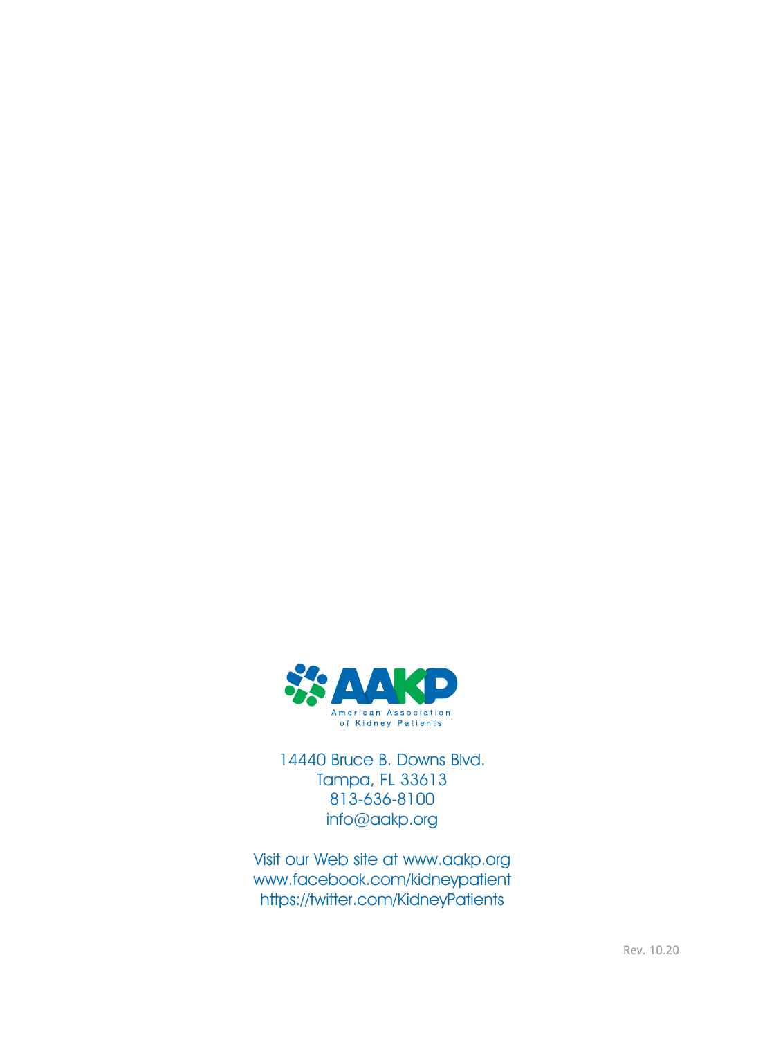AAKP

American Association of Kidney Patients

14440 Bruce B. Downs Blvd.
Tampa, FL 33613
813-636-8100
info@aakp.org

Visit our Web site at www.aakp.org
www.facebook.com/kidneypatient
https://twitter.com/KidneyPatients

Rev. 10.20